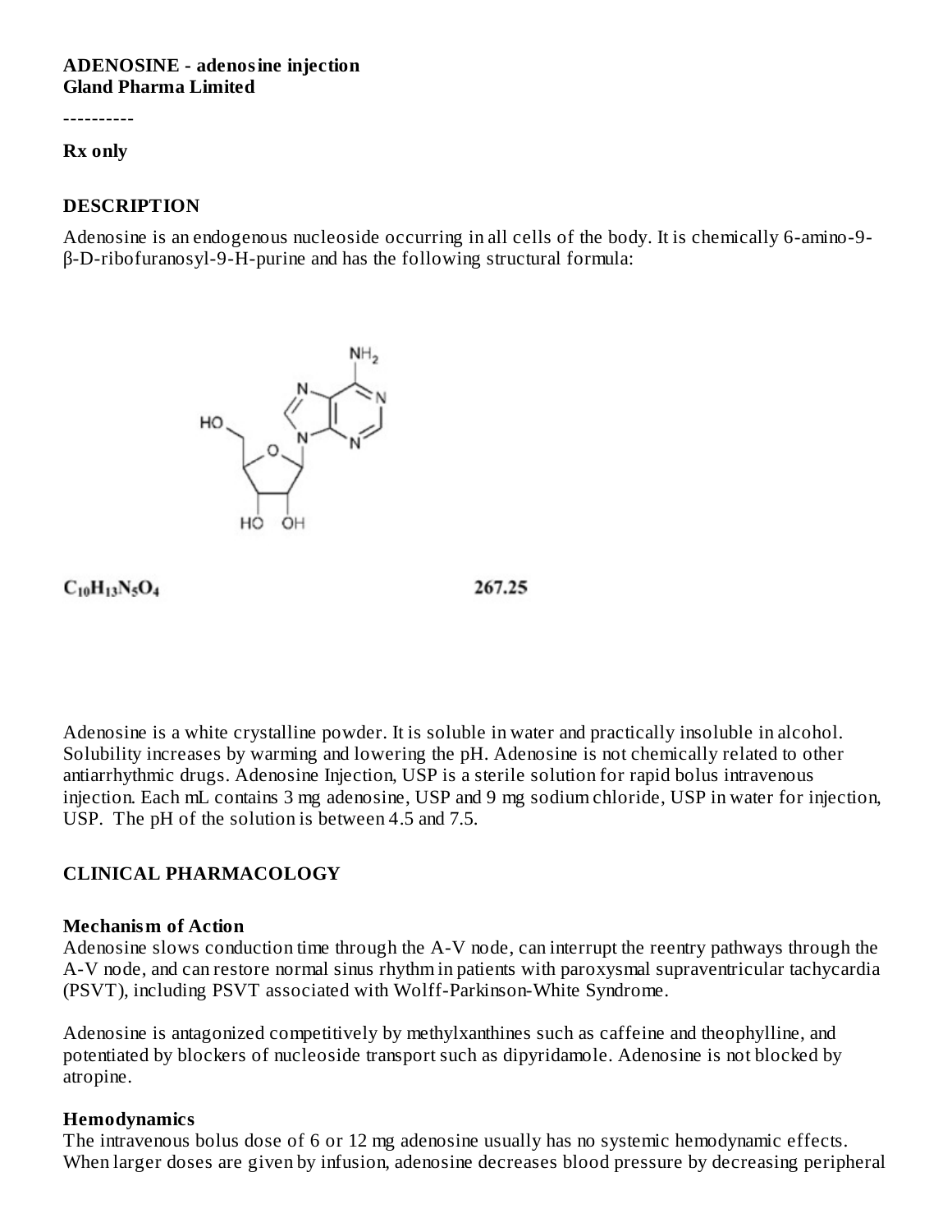**ADENOSINE - adenosine injection**
**Gland Pharma Limited**

----------

**Rx only**

## DESCRIPTION

Adenosine is an endogenous nucleoside occurring in all cells of the body. It is chemically 6-amino-9-β-D-ribofuranosyl-9-H-purine and has the following structural formula:

$C_{10}H_{13}N_5O_4$ 267.25

Adenosine is a white crystalline powder. It is soluble in water and practically insoluble in alcohol. Solubility increases by warming and lowering the pH. Adenosine is not chemically related to other antiarrhythmic drugs. Adenosine Injection, USP is a sterile solution for rapid bolus intravenous injection. Each mL contains 3 mg adenosine, USP and 9 mg sodium chloride, USP in water for injection, USP. The pH of the solution is between 4.5 and 7.5.

## CLINICAL PHARMACOLOGY

### Mechanism of Action

Adenosine slows conduction time through the A-V node, can interrupt the reentry pathways through the A-V node, and can restore normal sinus rhythm in patients with paroxysmal supraventricular tachycardia (PSVT), including PSVT associated with Wolff-Parkinson-White Syndrome.

Adenosine is antagonized competitively by methylxanthines such as caffeine and theophylline, and potentiated by blockers of nucleoside transport such as dipyridamole. Adenosine is not blocked by atropine.

### Hemodynamics

The intravenous bolus dose of 6 or 12 mg adenosine usually has no systemic hemodynamic effects. When larger doses are given by infusion, adenosine decreases blood pressure by decreasing peripheral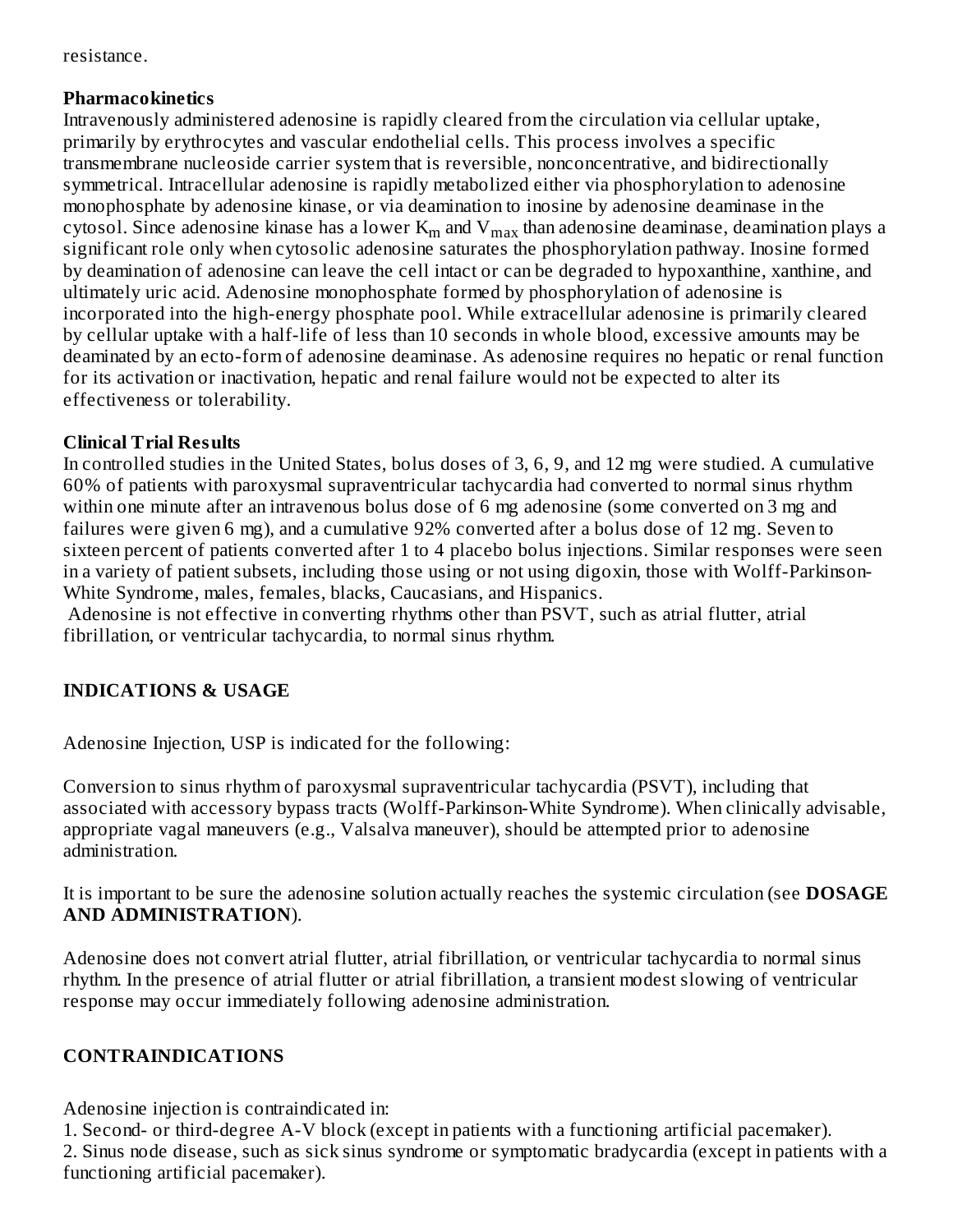resistance.

**Pharmacokinetics**

Intravenously administered adenosine is rapidly cleared from the circulation via cellular uptake, primarily by erythrocytes and vascular endothelial cells. This process involves a specific transmembrane nucleoside carrier system that is reversible, nonconcentrative, and bidirectionally symmetrical. Intracellular adenosine is rapidly metabolized either via phosphorylation to adenosine monophosphate by adenosine kinase, or via deamination to inosine by adenosine deaminase in the cytosol. Since adenosine kinase has a lower $K_m$ and $V_{max}$ than adenosine deaminase, deamination plays a significant role only when cytosolic adenosine saturates the phosphorylation pathway. Inosine formed by deamination of adenosine can leave the cell intact or can be degraded to hypoxanthine, xanthine, and ultimately uric acid. Adenosine monophosphate formed by phosphorylation of adenosine is incorporated into the high-energy phosphate pool. While extracellular adenosine is primarily cleared by cellular uptake with a half-life of less than 10 seconds in whole blood, excessive amounts may be deaminated by an ecto-form of adenosine deaminase. As adenosine requires no hepatic or renal function for its activation or inactivation, hepatic and renal failure would not be expected to alter its effectiveness or tolerability.

**Clinical Trial Results**

In controlled studies in the United States, bolus doses of 3, 6, 9, and 12 mg were studied. A cumulative 60% of patients with paroxysmal supraventricular tachycardia had converted to normal sinus rhythm within one minute after an intravenous bolus dose of 6 mg adenosine (some converted on 3 mg and failures were given 6 mg), and a cumulative 92% converted after a bolus dose of 12 mg. Seven to sixteen percent of patients converted after 1 to 4 placebo bolus injections. Similar responses were seen in a variety of patient subsets, including those using or not using digoxin, those with Wolff-Parkinson-White Syndrome, males, females, blacks, Caucasians, and Hispanics.

Adenosine is not effective in converting rhythms other than PSVT, such as atrial flutter, atrial fibrillation, or ventricular tachycardia, to normal sinus rhythm.

## INDICATIONS & USAGE

Adenosine Injection, USP is indicated for the following:

Conversion to sinus rhythm of paroxysmal supraventricular tachycardia (PSVT), including that associated with accessory bypass tracts (Wolff-Parkinson-White Syndrome). When clinically advisable, appropriate vagal maneuvers (e.g., Valsalva maneuver), should be attempted prior to adenosine administration.

It is important to be sure the adenosine solution actually reaches the systemic circulation (see **DOSAGE AND ADMINISTRATION**).

Adenosine does not convert atrial flutter, atrial fibrillation, or ventricular tachycardia to normal sinus rhythm. In the presence of atrial flutter or atrial fibrillation, a transient modest slowing of ventricular response may occur immediately following adenosine administration.

## CONTRAINDICATIONS

Adenosine injection is contraindicated in:

1. Second- or third-degree A-V block (except in patients with a functioning artificial pacemaker).
2. Sinus node disease, such as sick sinus syndrome or symptomatic bradycardia (except in patients with a functioning artificial pacemaker).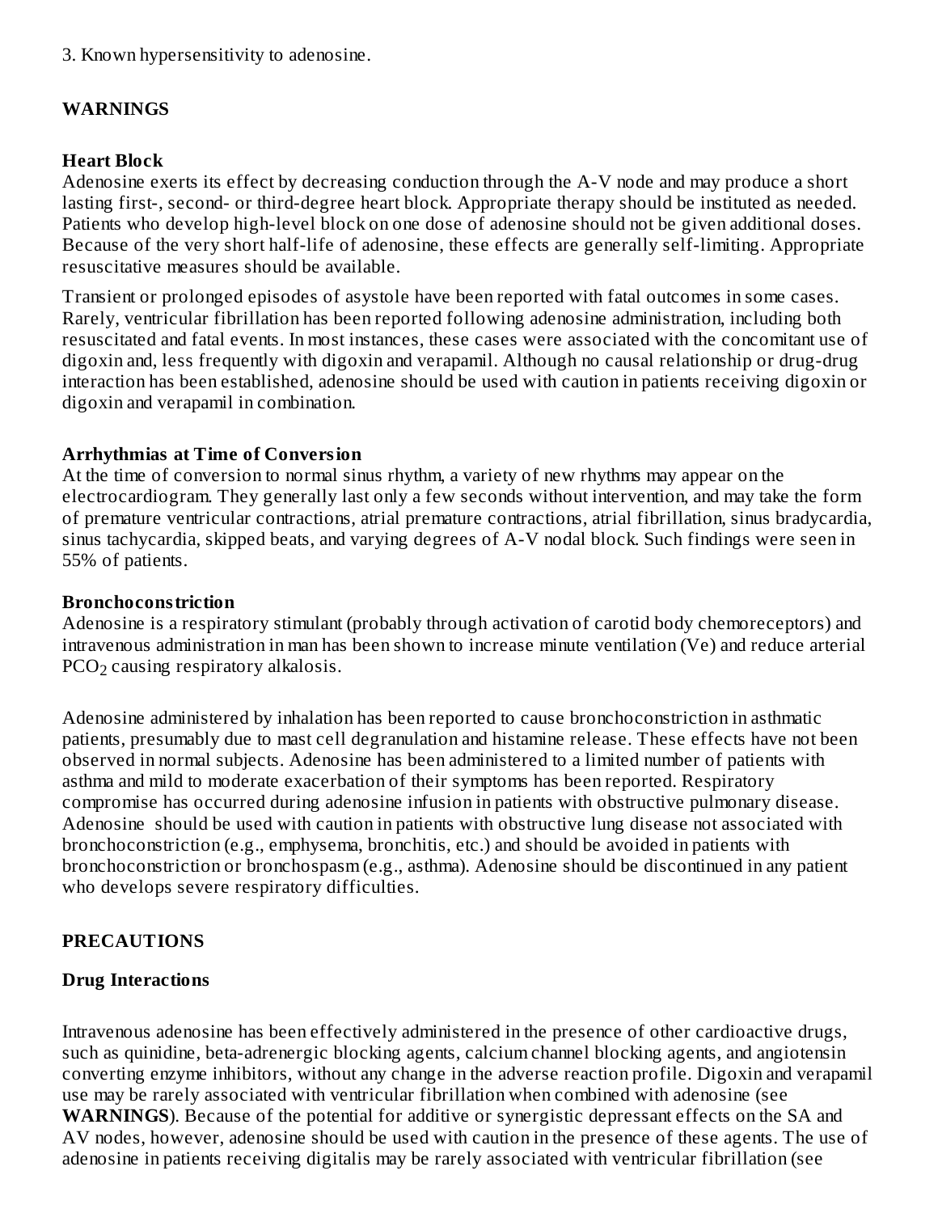3. Known hypersensitivity to adenosine.

## WARNINGS

### Heart Block

Adenosine exerts its effect by decreasing conduction through the A-V node and may produce a short lasting first-, second- or third-degree heart block. Appropriate therapy should be instituted as needed. Patients who develop high-level block on one dose of adenosine should not be given additional doses. Because of the very short half-life of adenosine, these effects are generally self-limiting. Appropriate resuscitative measures should be available.

Transient or prolonged episodes of asystole have been reported with fatal outcomes in some cases. Rarely, ventricular fibrillation has been reported following adenosine administration, including both resuscitated and fatal events. In most instances, these cases were associated with the concomitant use of digoxin and, less frequently with digoxin and verapamil. Although no causal relationship or drug-drug interaction has been established, adenosine should be used with caution in patients receiving digoxin or digoxin and verapamil in combination.

### Arrhythmias at Time of Conversion

At the time of conversion to normal sinus rhythm, a variety of new rhythms may appear on the electrocardiogram. They generally last only a few seconds without intervention, and may take the form of premature ventricular contractions, atrial premature contractions, atrial fibrillation, sinus bradycardia, sinus tachycardia, skipped beats, and varying degrees of A-V nodal block. Such findings were seen in 55% of patients.

### Bronchoconstriction

Adenosine is a respiratory stimulant (probably through activation of carotid body chemoreceptors) and intravenous administration in man has been shown to increase minute ventilation (Ve) and reduce arterial $PCO_2$ causing respiratory alkalosis.

Adenosine administered by inhalation has been reported to cause bronchoconstriction in asthmatic patients, presumably due to mast cell degranulation and histamine release. These effects have not been observed in normal subjects. Adenosine has been administered to a limited number of patients with asthma and mild to moderate exacerbation of their symptoms has been reported. Respiratory compromise has occurred during adenosine infusion in patients with obstructive pulmonary disease. Adenosine should be used with caution in patients with obstructive lung disease not associated with bronchoconstriction (e.g., emphysema, bronchitis, etc.) and should be avoided in patients with bronchoconstriction or bronchospasm (e.g., asthma). Adenosine should be discontinued in any patient who develops severe respiratory difficulties.

## PRECAUTIONS

### Drug Interactions

Intravenous adenosine has been effectively administered in the presence of other cardioactive drugs, such as quinidine, beta-adrenergic blocking agents, calcium channel blocking agents, and angiotensin converting enzyme inhibitors, without any change in the adverse reaction profile. Digoxin and verapamil use may be rarely associated with ventricular fibrillation when combined with adenosine (see **WARNINGS**). Because of the potential for additive or synergistic depressant effects on the SA and AV nodes, however, adenosine should be used with caution in the presence of these agents. The use of adenosine in patients receiving digitalis may be rarely associated with ventricular fibrillation (see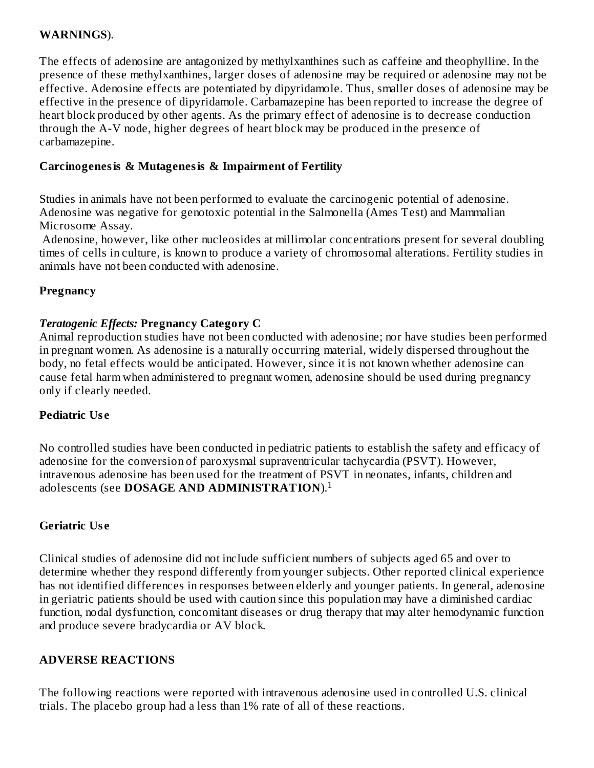**WARNINGS**).

The effects of adenosine are antagonized by methylxanthines such as caffeine and theophylline. In the presence of these methylxanthines, larger doses of adenosine may be required or adenosine may not be effective. Adenosine effects are potentiated by dipyridamole. Thus, smaller doses of adenosine may be effective in the presence of dipyridamole. Carbamazepine has been reported to increase the degree of heart block produced by other agents. As the primary effect of adenosine is to decrease conduction through the A-V node, higher degrees of heart block may be produced in the presence of carbamazepine.

### Carcinogenesis & Mutagenesis & Impairment of Fertility

Studies in animals have not been performed to evaluate the carcinogenic potential of adenosine. Adenosine was negative for genotoxic potential in the Salmonella (Ames Test) and Mammalian Microsome Assay.

Adenosine, however, like other nucleosides at millimolar concentrations present for several doubling times of cells in culture, is known to produce a variety of chromosomal alterations. Fertility studies in animals have not been conducted with adenosine.

### Pregnancy

***Teratogenic Effects:*** **Pregnancy Category C**

Animal reproduction studies have not been conducted with adenosine; nor have studies been performed in pregnant women. As adenosine is a naturally occurring material, widely dispersed throughout the body, no fetal effects would be anticipated. However, since it is not known whether adenosine can cause fetal harm when administered to pregnant women, adenosine should be used during pregnancy only if clearly needed.

### Pediatric Use

No controlled studies have been conducted in pediatric patients to establish the safety and efficacy of adenosine for the conversion of paroxysmal supraventricular tachycardia (PSVT). However, intravenous adenosine has been used for the treatment of PSVT in neonates, infants, children and adolescents (see **DOSAGE AND ADMINISTRATION**).[1]

### Geriatric Use

Clinical studies of adenosine did not include sufficient numbers of subjects aged 65 and over to determine whether they respond differently from younger subjects. Other reported clinical experience has not identified differences in responses between elderly and younger patients. In general, adenosine in geriatric patients should be used with caution since this population may have a diminished cardiac function, nodal dysfunction, concomitant diseases or drug therapy that may alter hemodynamic function and produce severe bradycardia or AV block.

## ADVERSE REACTIONS

The following reactions were reported with intravenous adenosine used in controlled U.S. clinical trials. The placebo group had a less than 1% rate of all of these reactions.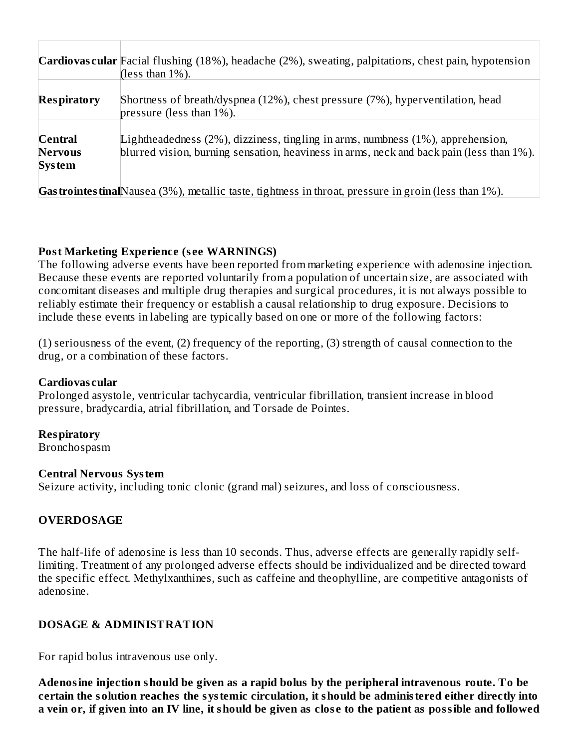| | |
|---|---|
| **Cardiovascular** | Facial flushing (18%), headache (2%), sweating, palpitations, chest pain, hypotension (less than 1%). |
| **Respiratory** | Shortness of breath/dyspnea (12%), chest pressure (7%), hyperventilation, head pressure (less than 1%). |
| **Central Nervous System** | Lightheadedness (2%), dizziness, tingling in arms, numbness (1%), apprehension, blurred vision, burning sensation, heaviness in arms, neck and back pain (less than 1%). |
| **Gastrointestinal** | Nausea (3%), metallic taste, tightness in throat, pressure in groin (less than 1%). |

**Post Marketing Experience (see WARNINGS)**

The following adverse events have been reported from marketing experience with adenosine injection. Because these events are reported voluntarily from a population of uncertain size, are associated with concomitant diseases and multiple drug therapies and surgical procedures, it is not always possible to reliably estimate their frequency or establish a causal relationship to drug exposure. Decisions to include these events in labeling are typically based on one or more of the following factors:

(1) seriousness of the event, (2) frequency of the reporting, (3) strength of causal connection to the drug, or a combination of these factors.

**Cardiovascular**

Prolonged asystole, ventricular tachycardia, ventricular fibrillation, transient increase in blood pressure, bradycardia, atrial fibrillation, and Torsade de Pointes.

**Respiratory**

Bronchospasm

**Central Nervous System**

Seizure activity, including tonic clonic (grand mal) seizures, and loss of consciousness.

## OVERDOSAGE

The half-life of adenosine is less than 10 seconds. Thus, adverse effects are generally rapidly self-limiting. Treatment of any prolonged adverse effects should be individualized and be directed toward the specific effect. Methylxanthines, such as caffeine and theophylline, are competitive antagonists of adenosine.

## DOSAGE & ADMINISTRATION

For rapid bolus intravenous use only.

**Adenosine injection should be given as a rapid bolus by the peripheral intravenous route. To be certain the solution reaches the systemic circulation, it should be administered either directly into a vein or, if given into an IV line, it should be given as close to the patient as possible and followed**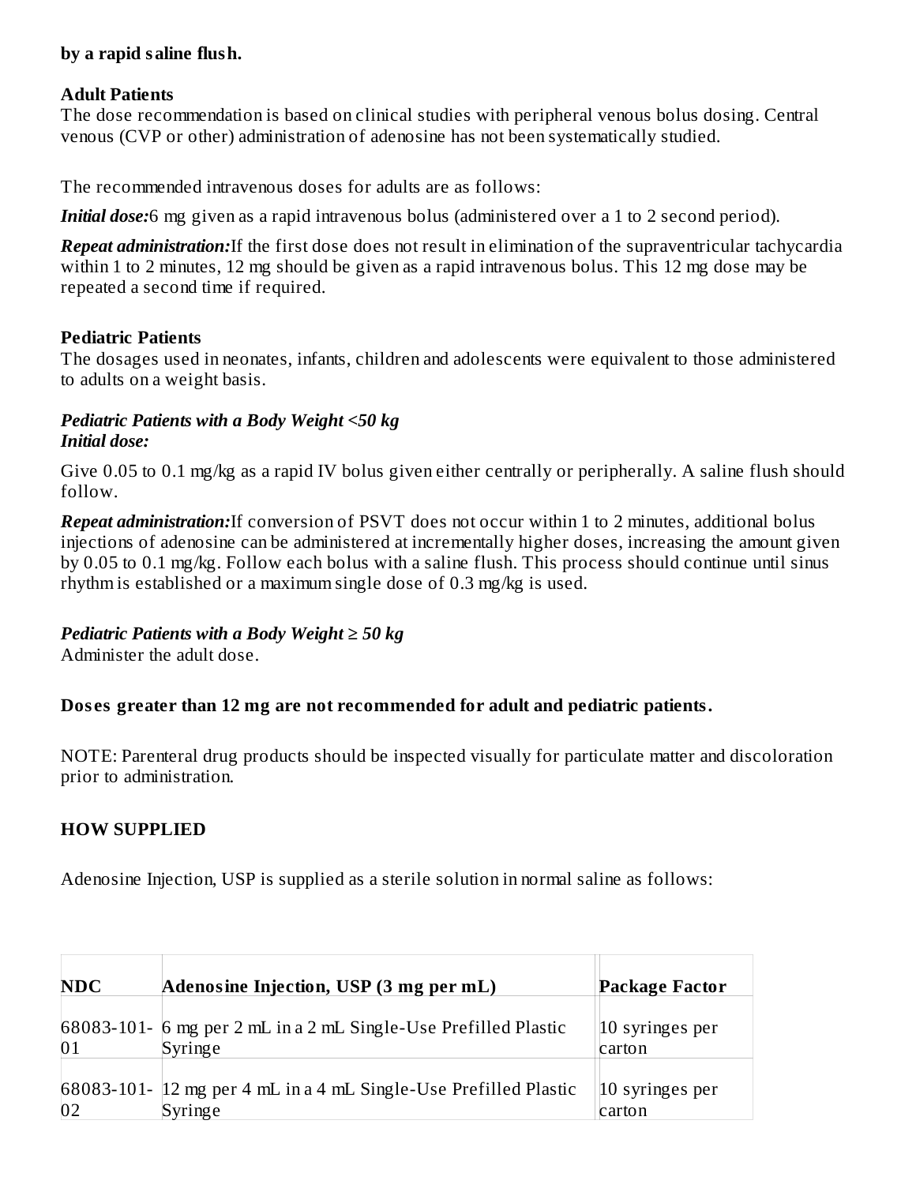**by a rapid saline flush.**

**Adult Patients**

The dose recommendation is based on clinical studies with peripheral venous bolus dosing. Central venous (CVP or other) administration of adenosine has not been systematically studied.

The recommended intravenous doses for adults are as follows:

***Initial dose:*** 6 mg given as a rapid intravenous bolus (administered over a 1 to 2 second period).

***Repeat administration:*** If the first dose does not result in elimination of the supraventricular tachycardia within 1 to 2 minutes, 12 mg should be given as a rapid intravenous bolus. This 12 mg dose may be repeated a second time if required.

**Pediatric Patients**

The dosages used in neonates, infants, children and adolescents were equivalent to those administered to adults on a weight basis.

***Pediatric Patients with a Body Weight <50 kg***
***Initial dose:***

Give 0.05 to 0.1 mg/kg as a rapid IV bolus given either centrally or peripherally. A saline flush should follow.

***Repeat administration:*** If conversion of PSVT does not occur within 1 to 2 minutes, additional bolus injections of adenosine can be administered at incrementally higher doses, increasing the amount given by 0.05 to 0.1 mg/kg. Follow each bolus with a saline flush. This process should continue until sinus rhythm is established or a maximum single dose of 0.3 mg/kg is used.

***Pediatric Patients with a Body Weight ≥ 50 kg***

Administer the adult dose.

**Doses greater than 12 mg are not recommended for adult and pediatric patients.**

NOTE: Parenteral drug products should be inspected visually for particulate matter and discoloration prior to administration.

## HOW SUPPLIED

Adenosine Injection, USP is supplied as a sterile solution in normal saline as follows:

| NDC | Adenosine Injection, USP (3 mg per mL) | Package Factor |
|---|---|---|
| 68083-101-01 | 6 mg per 2 mL in a 2 mL Single-Use Prefilled Plastic Syringe | 10 syringes per carton |
| 68083-101-02 | 12 mg per 4 mL in a 4 mL Single-Use Prefilled Plastic Syringe | 10 syringes per carton |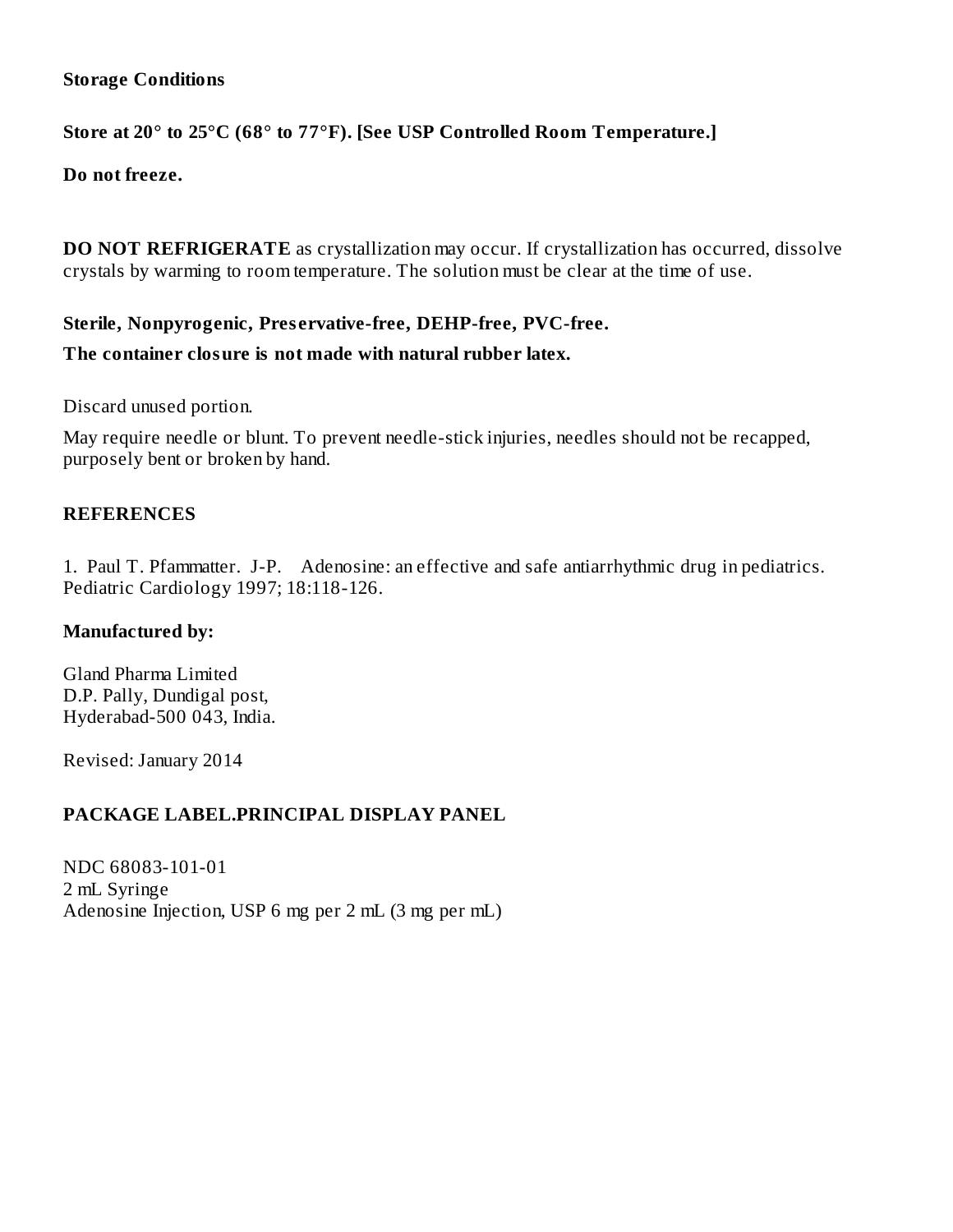## Storage Conditions

**Store at 20° to 25°C (68° to 77°F). [See USP Controlled Room Temperature.]**

**Do not freeze.**

**DO NOT REFRIGERATE** as crystallization may occur. If crystallization has occurred, dissolve crystals by warming to room temperature. The solution must be clear at the time of use.

**Sterile, Nonpyrogenic, Preservative-free, DEHP-free, PVC-free.**

**The container closure is not made with natural rubber latex.**

Discard unused portion.

May require needle or blunt. To prevent needle-stick injuries, needles should not be recapped, purposely bent or broken by hand.

## REFERENCES

1. Paul T. Pfammatter. J-P. Adenosine: an effective and safe antiarrhythmic drug in pediatrics. Pediatric Cardiology 1997; 18:118-126.

**Manufactured by:**

Gland Pharma Limited
D.P. Pally, Dundigal post,
Hyderabad-500 043, India.

Revised: January 2014

## PACKAGE LABEL.PRINCIPAL DISPLAY PANEL

NDC 68083-101-01
2 mL Syringe
Adenosine Injection, USP 6 mg per 2 mL (3 mg per mL)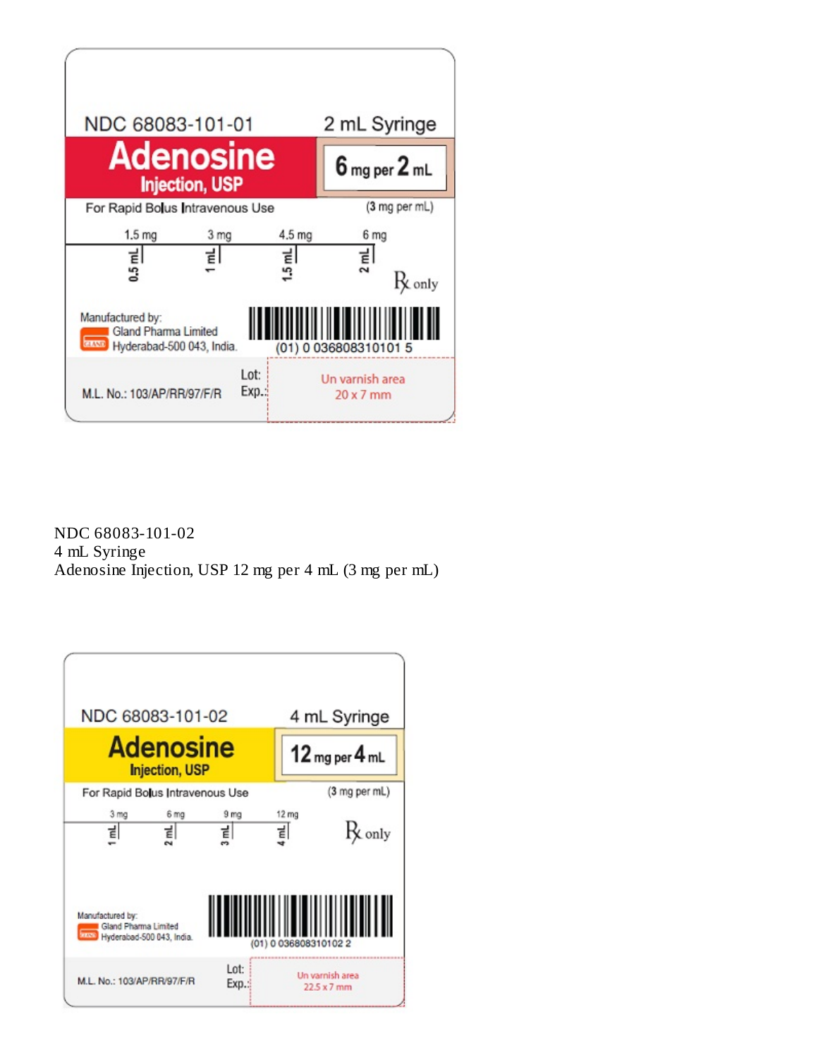NDC 68083-101-01

2 mL Syringe

**Adenosine**
**Injection, USP**

**6 mg per 2 mL**

For Rapid Bolus Intravenous Use

(3 mg per mL)

| 1.5 mg | 3 mg | 4.5 mg | 6 mg |
|---|---|---|---|
| 0.5 mL | 1 mL | 1.5 mL | 2 mL |

Rx only

Manufactured by:
Gland Pharma Limited
Hyderabad-500 043, India.

(01) 0 036808310101 5

M.L. No.: 103/AP/RR/97/F/R

Lot:
Exp.:

Un varnish area
20 x 7 mm

NDC 68083-101-02
4 mL Syringe
Adenosine Injection, USP 12 mg per 4 mL (3 mg per mL)

NDC 68083-101-02

4 mL Syringe

**Adenosine**
**Injection, USP**

**12 mg per 4 mL**

For Rapid Bolus Intravenous Use

(3 mg per mL)

| 3 mg | 6 mg | 9 mg | 12 mg |
|---|---|---|---|
| 1 mL | 2 mL | 3 mL | 4 mL |

Rx only

Manufactured by:
Gland Pharma Limited
Hyderabad-500 043, India.

(01) 0 036808310102 2

M.L. No.: 103/AP/RR/97/F/R

Lot:
Exp.:

Un varnish area
22.5 x 7 mm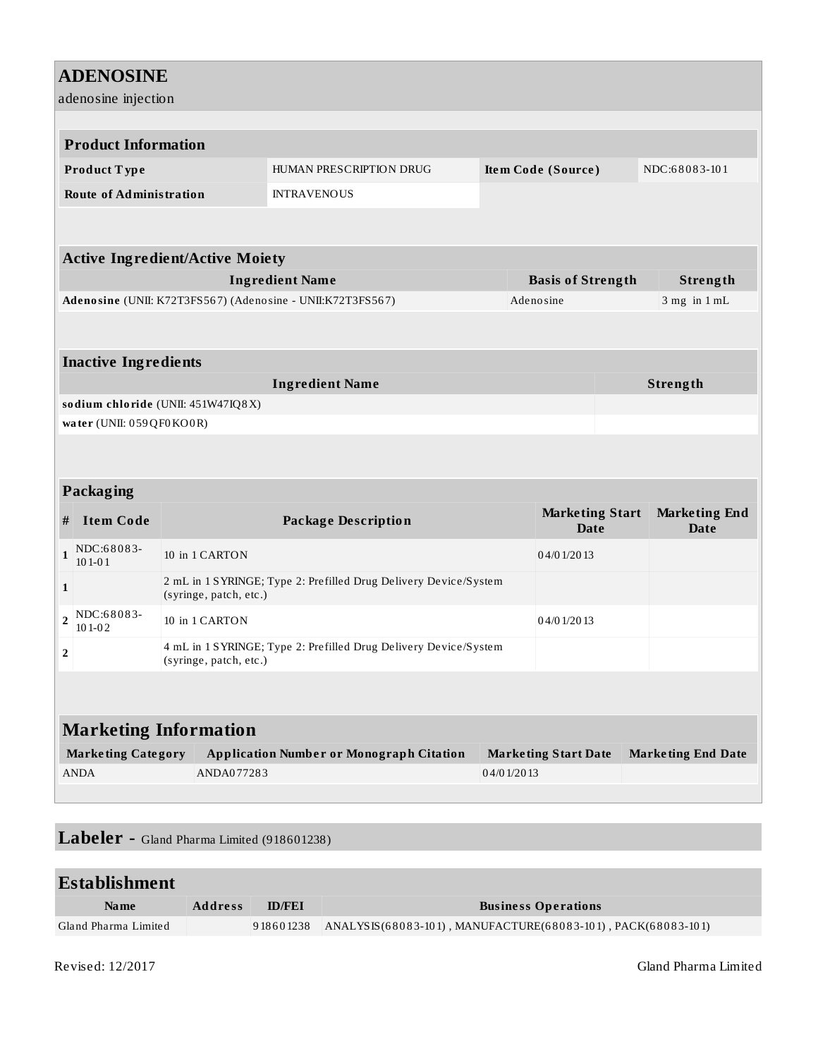# ADENOSINE

adenosine injection

| Product Information | | | |
|---|---|---|---|
| **Product Type** | HUMAN PRESCRIPTION DRUG | **Item Code (Source)** | NDC:68083-101 |
| **Route of Administration** | INTRAVENOUS | | |

| Active Ingredient/Active Moiety | | |
|---|---|---|
| **Ingredient Name** | **Basis of Strength** | **Strength** |
| **Adenosine** (UNII: K72T3FS567) (Adenosine - UNII:K72T3FS567) | Adenosine | 3 mg in 1 mL |

| Inactive Ingredients | |
|---|---|
| **Ingredient Name** | **Strength** |
| **sodium chloride** (UNII: 451W47IQ8X) | |
| **water** (UNII: 059QF0KO0R) | |

| Packaging | | | | |
|---|---|---|---|---|
| **#** | **Item Code** | **Package Description** | **Marketing Start Date** | **Marketing End Date** |
| 1 | NDC:68083-101-01 | 10 in 1 CARTON | 04/01/2013 | |
| 1 | | 2 mL in 1 SYRINGE; Type 2: Prefilled Drug Delivery Device/System (syringe, patch, etc.) | | |
| 2 | NDC:68083-101-02 | 10 in 1 CARTON | 04/01/2013 | |
| 2 | | 4 mL in 1 SYRINGE; Type 2: Prefilled Drug Delivery Device/System (syringe, patch, etc.) | | |

| Marketing Information | | | |
|---|---|---|---|
| **Marketing Category** | **Application Number or Monograph Citation** | **Marketing Start Date** | **Marketing End Date** |
| ANDA | ANDA077283 | 04/01/2013 | |

## Labeler - Gland Pharma Limited (918601238)

| Establishment | | | |
|---|---|---|---|
| **Name** | **Address** | **ID/FEI** | **Business Operations** |
| Gland Pharma Limited | | 918601238 | ANALYSIS(68083-101) , MANUFACTURE(68083-101) , PACK(68083-101) |

Revised: 12/2017

Gland Pharma Limited